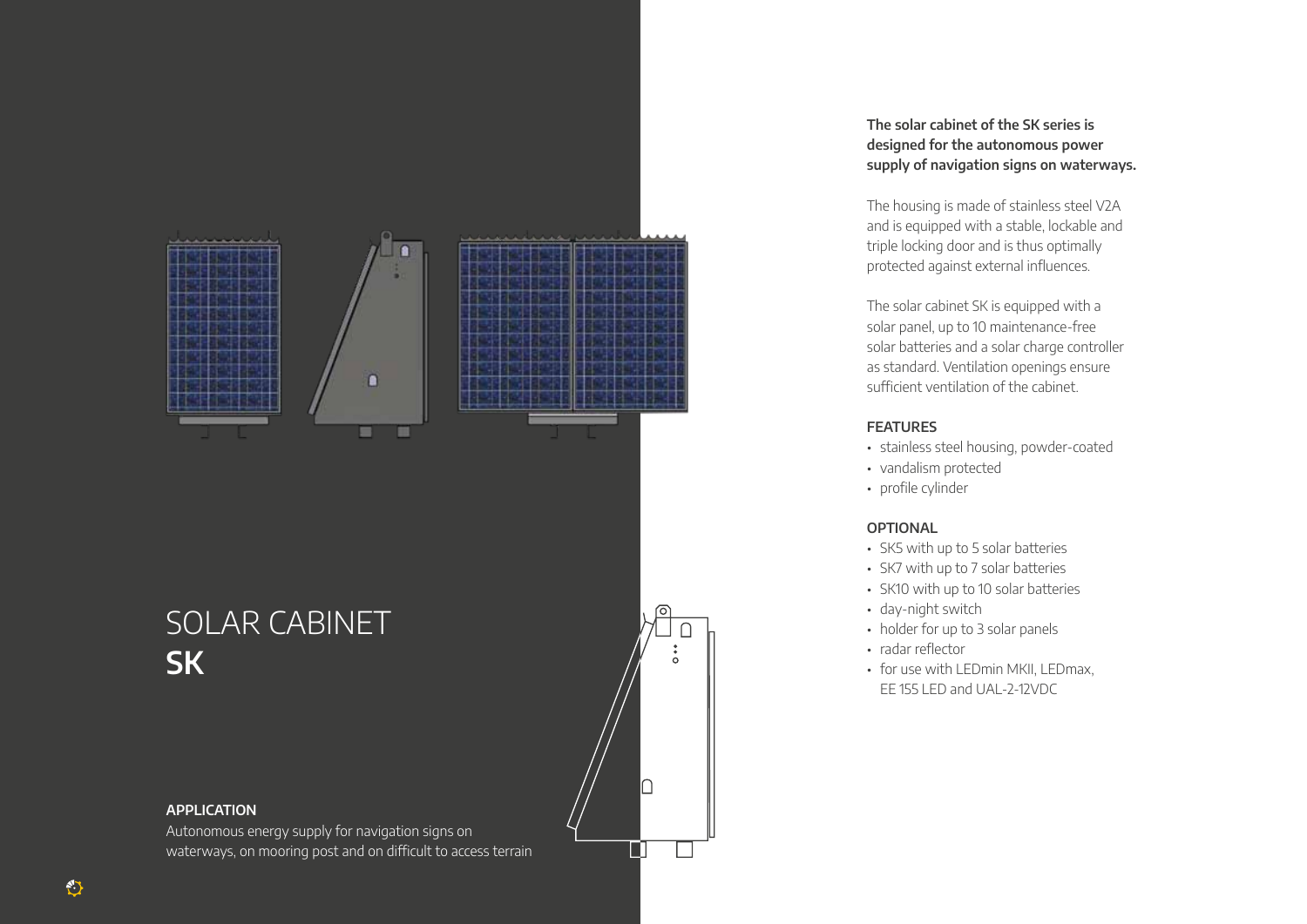# SOLAR CABINET **SK**

### APPLICATION

Autonomous energy supply for navigation signs on waterways, on mooring post and on difficult to access terrain

**The solar cabinet of the SK series is designed for the autonomous power supply of navigation signs on waterways.**

The housing is made of stainless steel V2A and is equipped with a stable, lockable and triple locking door and is thus optimally protected against external influences.

The solar cabinet SK is equipped with a solar panel, up to 10 maintenance-free solar batteries and a solar charge controller as standard. Ventilation openings ensure sufficient ventilation of the cabinet.

### FEATURES

- stainless steel housing, powder-coated
- vandalism protected
- profile cylinder

### OPTIONAL

- SK5 with up to 5 solar batteries
- SK7 with up to 7 solar batteries
- SK10 with up to 10 solar batteries
- day-night switch
- holder for up to 3 solar panels
- radar reflector
- for use with LEDmin MKII, LEDmax, EE 155 LED and UAL-2-12VDC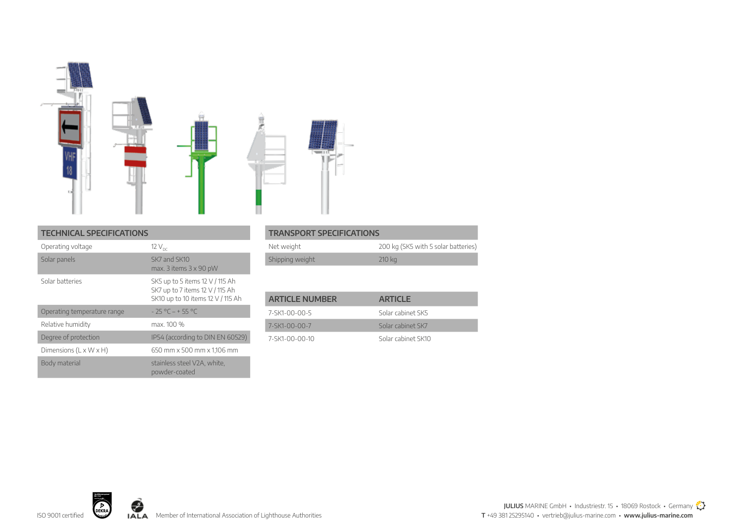## TECHNICAL SPECIFICATIONS

| | |
|---|---|
| Operating voltage | 12 $V_{DC}$ |
| Solar panels | SK7 and SK10<br>max. 3 items 3 x 90 pW |
| Solar batteries | SK5 up to 5 items 12 V / 115 Ah<br>SK7 up to 7 items 12 V / 115 Ah<br>SK10 up to 10 items 12 V / 115 Ah |
| Operating temperature range | - 25 °C – + 55 °C |
| Relative humidity | max. 100 % |
| Degree of protection | IP54 (according to DIN EN 60529) |
| Dimensions (L x W x H) | 650 mm x 500 mm x 1,106 mm |
| Body material | stainless steel V2A, white, powder-coated |

## TRANSPORT SPECIFICATIONS

| | |
|---|---|
| Net weight | 200 kg (SK5 with 5 solar batteries) |
| Shipping weight | 210 kg |

| ARTICLE NUMBER | ARTICLE |
|---|---|
| 7-SK1-00-00-5 | Solar cabinet SK5 |
| 7-SK1-00-00-7 | Solar cabinet SK7 |
| 7-SK1-00-00-10 | Solar cabinet SK10 |

ISO 9001 certified

Member of International Association of Lighthouse Authorities

**JULIUS** MARINE GmbH • Industriestr. 15 • 18069 Rostock • Germany
**T** +49 381 25295140 • vertrieb@julius-marine.com • **www.julius-marine.com**